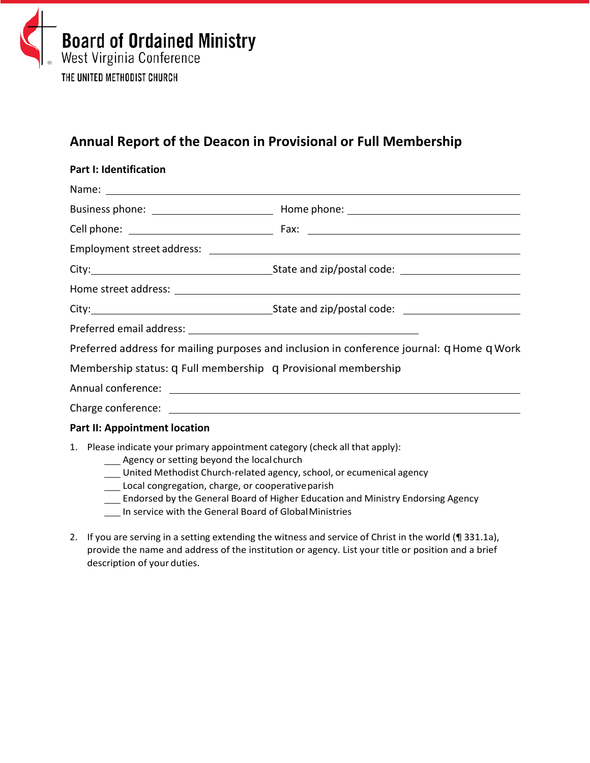Board of Ordained Ministry
West Virginia Conference
THE UNITED METHODIST CHURCH

## Annual Report of the Deacon in Provisional or Full Membership

### Part I: Identification

Name: ______________________________________________

Business phone: ____________________ Home phone: ____________________

Cell phone: ____________________ Fax: ____________________

Employment street address: ______________________________________________

City: ____________________ State and zip/postal code: ____________________

Home street address: ______________________________________________

City: ____________________ State and zip/postal code: ____________________

Preferred email address: ______________________________

Preferred address for mailing purposes and inclusion in conference journal: q Home q Work

Membership status: q Full membership q Provisional membership

Annual conference: ______________________________________________

Charge conference: ______________________________________________

### Part II: Appointment location

1. Please indicate your primary appointment category (check all that apply):
   ___ Agency or setting beyond the local church
   ___ United Methodist Church-related agency, school, or ecumenical agency
   ___ Local congregation, charge, or cooperative parish
   ___ Endorsed by the General Board of Higher Education and Ministry Endorsing Agency
   ___ In service with the General Board of Global Ministries

2. If you are serving in a setting extending the witness and service of Christ in the world (¶ 331.1a), provide the name and address of the institution or agency. List your title or position and a brief description of your duties.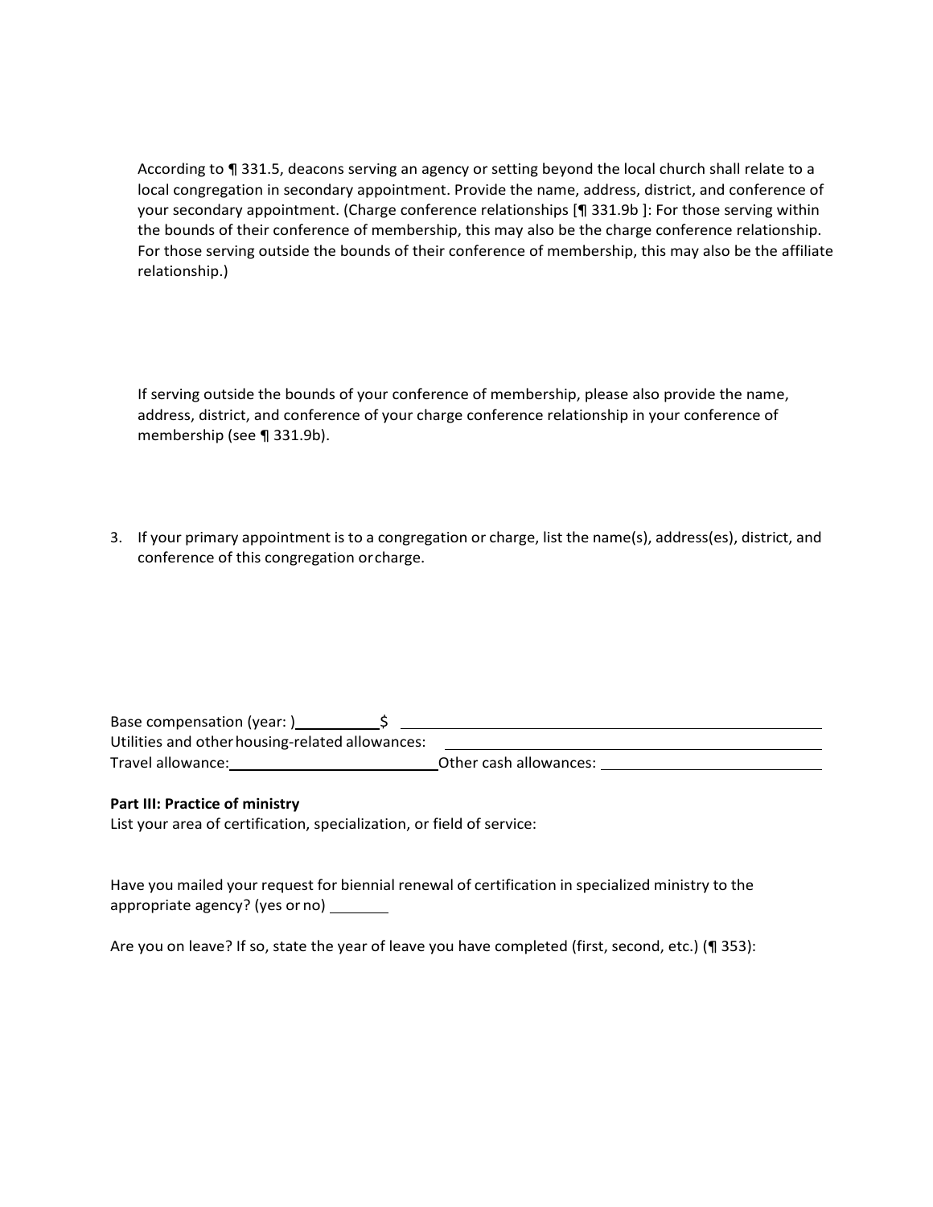According to ¶ 331.5, deacons serving an agency or setting beyond the local church shall relate to a local congregation in secondary appointment. Provide the name, address, district, and conference of your secondary appointment. (Charge conference relationships [¶ 331.9b ]: For those serving within the bounds of their conference of membership, this may also be the charge conference relationship. For those serving outside the bounds of their conference of membership, this may also be the affiliate relationship.)

If serving outside the bounds of your conference of membership, please also provide the name, address, district, and conference of your charge conference relationship in your conference of membership (see ¶ 331.9b).

3. If your primary appointment is to a congregation or charge, list the name(s), address(es), district, and conference of this congregation or charge.

Base compensation (year: )__________ $ ______________________________

Utilities and other housing-related allowances: ______________________________

Travel allowance: ______________________ Other cash allowances: ______________________

**Part III: Practice of ministry**

List your area of certification, specialization, or field of service:

Have you mailed your request for biennial renewal of certification in specialized ministry to the appropriate agency? (yes or no) _______

Are you on leave? If so, state the year of leave you have completed (first, second, etc.) (¶ 353):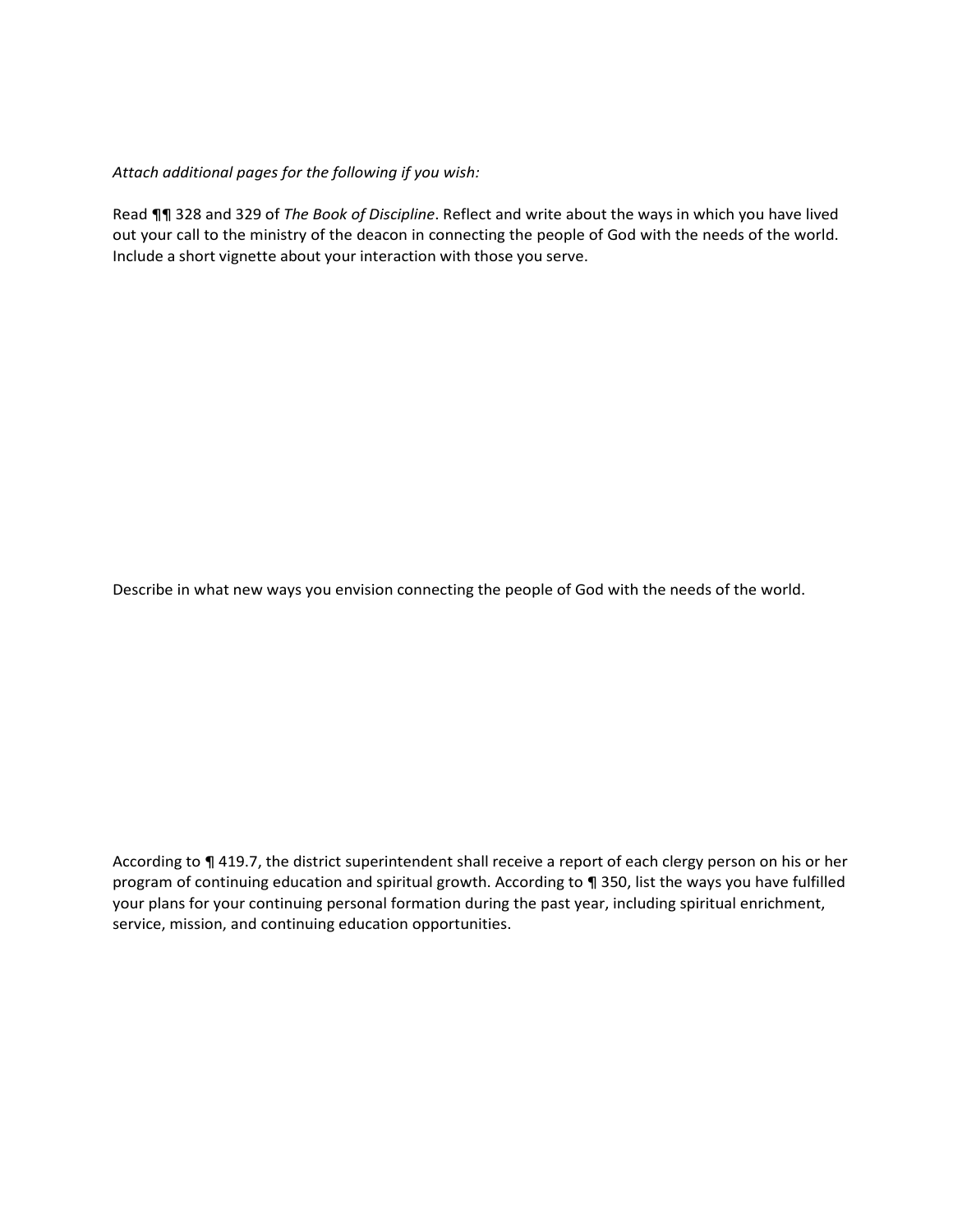*Attach additional pages for the following if you wish:*

Read ¶¶ 328 and 329 of *The Book of Discipline*. Reflect and write about the ways in which you have lived out your call to the ministry of the deacon in connecting the people of God with the needs of the world. Include a short vignette about your interaction with those you serve.

Describe in what new ways you envision connecting the people of God with the needs of the world.

According to ¶ 419.7, the district superintendent shall receive a report of each clergy person on his or her program of continuing education and spiritual growth. According to ¶ 350, list the ways you have fulfilled your plans for your continuing personal formation during the past year, including spiritual enrichment, service, mission, and continuing education opportunities.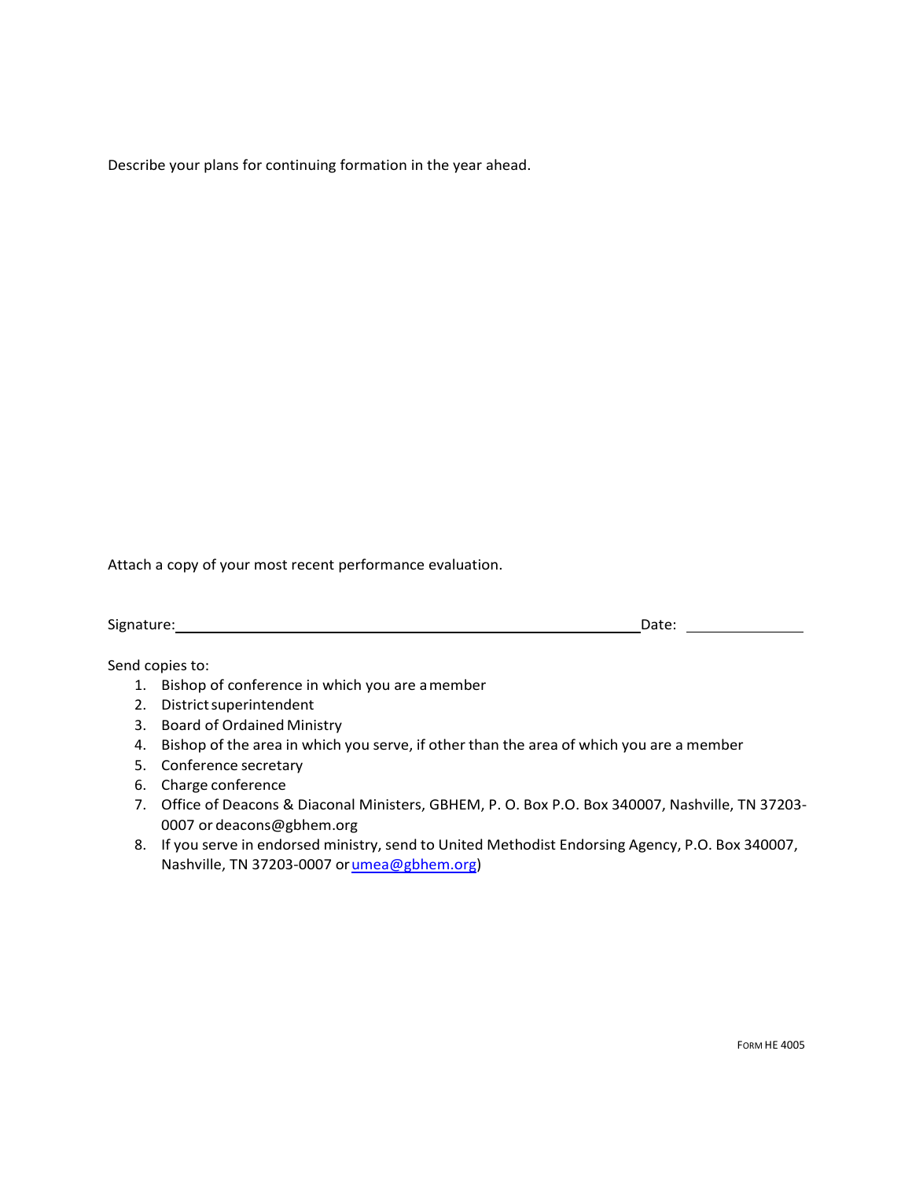Describe your plans for continuing formation in the year ahead.

Attach a copy of your most recent performance evaluation.

Signature:\_\_\_\_\_\_\_\_\_\_\_\_\_\_\_\_\_\_\_\_\_\_\_\_\_\_\_\_\_\_\_\_\_\_\_\_\_\_\_\_\_\_\_\_\_\_\_\_\_\_ Date: \_\_\_\_\_\_\_\_\_\_\_\_\_\_

Send copies to:

1. Bishop of conference in which you are a member
2. District superintendent
3. Board of Ordained Ministry
4. Bishop of the area in which you serve, if other than the area of which you are a member
5. Conference secretary
6. Charge conference
7. Office of Deacons & Diaconal Ministers, GBHEM, P. O. Box P.O. Box 340007, Nashville, TN 37203-0007 or deacons@gbhem.org
8. If you serve in endorsed ministry, send to United Methodist Endorsing Agency, P.O. Box 340007, Nashville, TN 37203-0007 or umea@gbhem.org)

FORM HE 4005